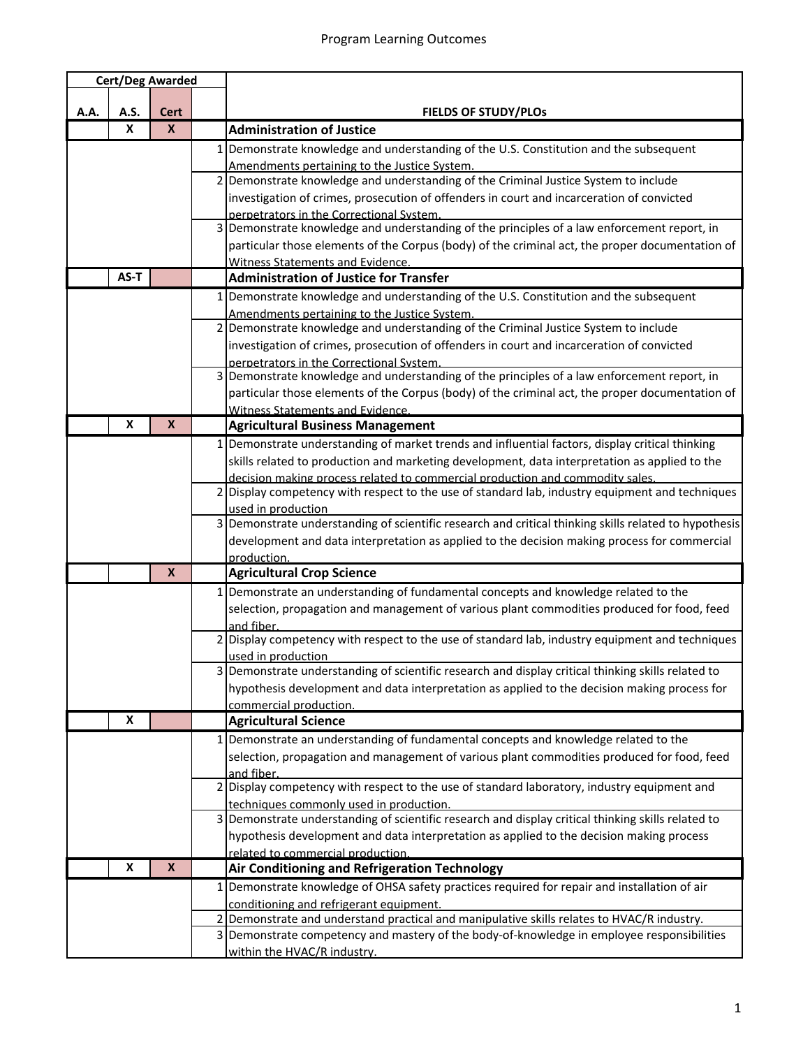# Program Learning Outcomes

| Cert/Deg Awarded | | | | |
|---|---|---|---|---|
| **A.A.** | **A.S.** | **Cert** | | **FIELDS OF STUDY/PLOs** |
| | **X** | **X** | | **Administration of Justice** |
| | | | 1 | Demonstrate knowledge and understanding of the U.S. Constitution and the subsequent Amendments pertaining to the Justice System. |
| | | | 2 | Demonstrate knowledge and understanding of the Criminal Justice System to include investigation of crimes, prosecution of offenders in court and incarceration of convicted perpetrators in the Correctional System. |
| | | | 3 | Demonstrate knowledge and understanding of the principles of a law enforcement report, in particular those elements of the Corpus (body) of the criminal act, the proper documentation of Witness Statements and Evidence. |
| | **AS-T** | | | **Administration of Justice for Transfer** |
| | | | 1 | Demonstrate knowledge and understanding of the U.S. Constitution and the subsequent Amendments pertaining to the Justice System. |
| | | | 2 | Demonstrate knowledge and understanding of the Criminal Justice System to include investigation of crimes, prosecution of offenders in court and incarceration of convicted perpetrators in the Correctional System. |
| | | | 3 | Demonstrate knowledge and understanding of the principles of a law enforcement report, in particular those elements of the Corpus (body) of the criminal act, the proper documentation of Witness Statements and Evidence. |
| | **X** | **X** | | **Agricultural Business Management** |
| | | | 1 | Demonstrate understanding of market trends and influential factors, display critical thinking skills related to production and marketing development, data interpretation as applied to the decision making process related to commercial production and commodity sales. |
| | | | 2 | Display competency with respect to the use of standard lab, industry equipment and techniques used in production |
| | | | 3 | Demonstrate understanding of scientific research and critical thinking skills related to hypothesis development and data interpretation as applied to the decision making process for commercial production. |
| | | **X** | | **Agricultural Crop Science** |
| | | | 1 | Demonstrate an understanding of fundamental concepts and knowledge related to the selection, propagation and management of various plant commodities produced for food, feed and fiber. |
| | | | 2 | Display competency with respect to the use of standard lab, industry equipment and techniques used in production |
| | | | 3 | Demonstrate understanding of scientific research and display critical thinking skills related to hypothesis development and data interpretation as applied to the decision making process for commercial production. |
| | **X** | | | **Agricultural Science** |
| | | | 1 | Demonstrate an understanding of fundamental concepts and knowledge related to the selection, propagation and management of various plant commodities produced for food, feed and fiber. |
| | | | 2 | Display competency with respect to the use of standard laboratory, industry equipment and techniques commonly used in production. |
| | | | 3 | Demonstrate understanding of scientific research and display critical thinking skills related to hypothesis development and data interpretation as applied to the decision making process related to commercial production. |
| | **X** | **X** | | **Air Conditioning and Refrigeration Technology** |
| | | | 1 | Demonstrate knowledge of OHSA safety practices required for repair and installation of air conditioning and refrigerant equipment. |
| | | | 2 | Demonstrate and understand practical and manipulative skills relates to HVAC/R industry. |
| | | | 3 | Demonstrate competency and mastery of the body-of-knowledge in employee responsibilities within the HVAC/R industry. |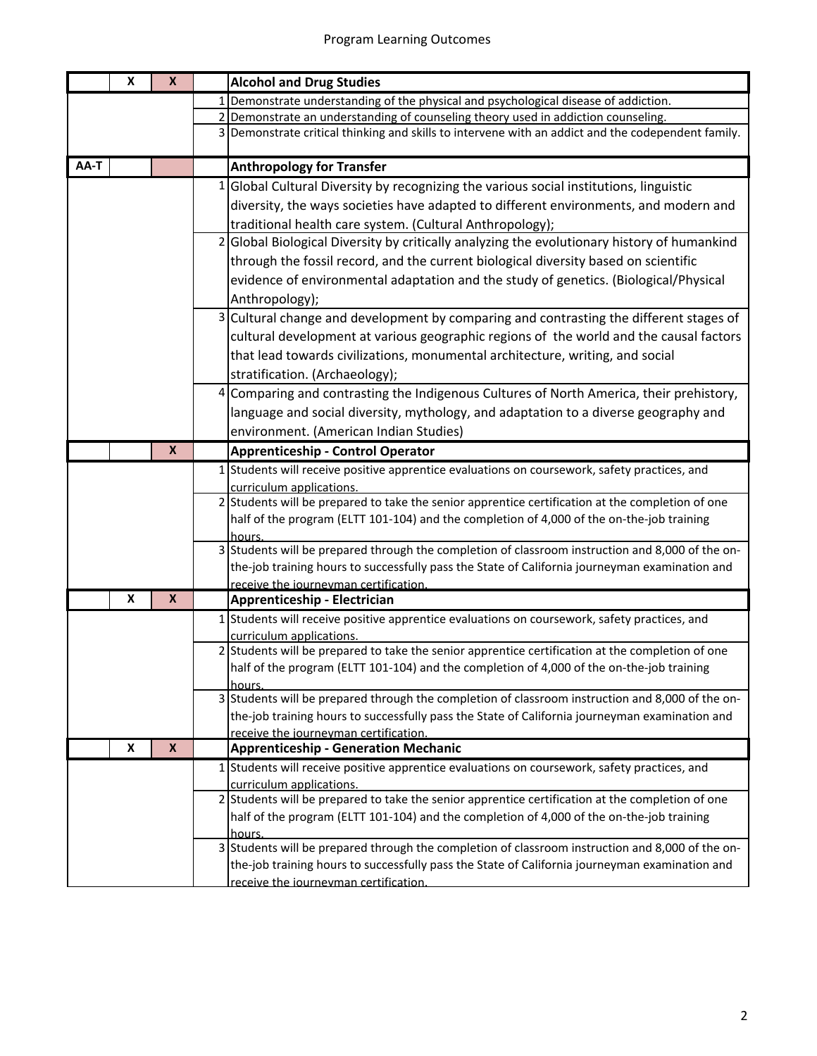Program Learning Outcomes

| | | | | |
|---|---|---|---|---|
| | X | X | | **Alcohol and Drug Studies** |
| | | | 1 | Demonstrate understanding of the physical and psychological disease of addiction. |
| | | | 2 | Demonstrate an understanding of counseling theory used in addiction counseling. |
| | | | 3 | Demonstrate critical thinking and skills to intervene with an addict and the codependent family. |
| **AA-T** | | | | **Anthropology for Transfer** |
| | | | 1 | Global Cultural Diversity by recognizing the various social institutions, linguistic diversity, the ways societies have adapted to different environments, and modern and traditional health care system. (Cultural Anthropology); |
| | | | 2 | Global Biological Diversity by critically analyzing the evolutionary history of humankind through the fossil record, and the current biological diversity based on scientific evidence of environmental adaptation and the study of genetics. (Biological/Physical Anthropology); |
| | | | 3 | Cultural change and development by comparing and contrasting the different stages of cultural development at various geographic regions of the world and the causal factors that lead towards civilizations, monumental architecture, writing, and social stratification. (Archaeology); |
| | | | 4 | Comparing and contrasting the Indigenous Cultures of North America, their prehistory, language and social diversity, mythology, and adaptation to a diverse geography and environment. (American Indian Studies) |
| | | X | | **Apprenticeship - Control Operator** |
| | | | 1 | Students will receive positive apprentice evaluations on coursework, safety practices, and curriculum applications. |
| | | | 2 | Students will be prepared to take the senior apprentice certification at the completion of one half of the program (ELTT 101-104) and the completion of 4,000 of the on-the-job training hours. |
| | | | 3 | Students will be prepared through the completion of classroom instruction and 8,000 of the on-the-job training hours to successfully pass the State of California journeyman examination and receive the journeyman certification. |
| | X | X | | **Apprenticeship - Electrician** |
| | | | 1 | Students will receive positive apprentice evaluations on coursework, safety practices, and curriculum applications. |
| | | | 2 | Students will be prepared to take the senior apprentice certification at the completion of one half of the program (ELTT 101-104) and the completion of 4,000 of the on-the-job training hours. |
| | | | 3 | Students will be prepared through the completion of classroom instruction and 8,000 of the on-the-job training hours to successfully pass the State of California journeyman examination and receive the journeyman certification. |
| | X | X | | **Apprenticeship - Generation Mechanic** |
| | | | 1 | Students will receive positive apprentice evaluations on coursework, safety practices, and curriculum applications. |
| | | | 2 | Students will be prepared to take the senior apprentice certification at the completion of one half of the program (ELTT 101-104) and the completion of 4,000 of the on-the-job training hours. |
| | | | 3 | Students will be prepared through the completion of classroom instruction and 8,000 of the on-the-job training hours to successfully pass the State of California journeyman examination and receive the journeyman certification. |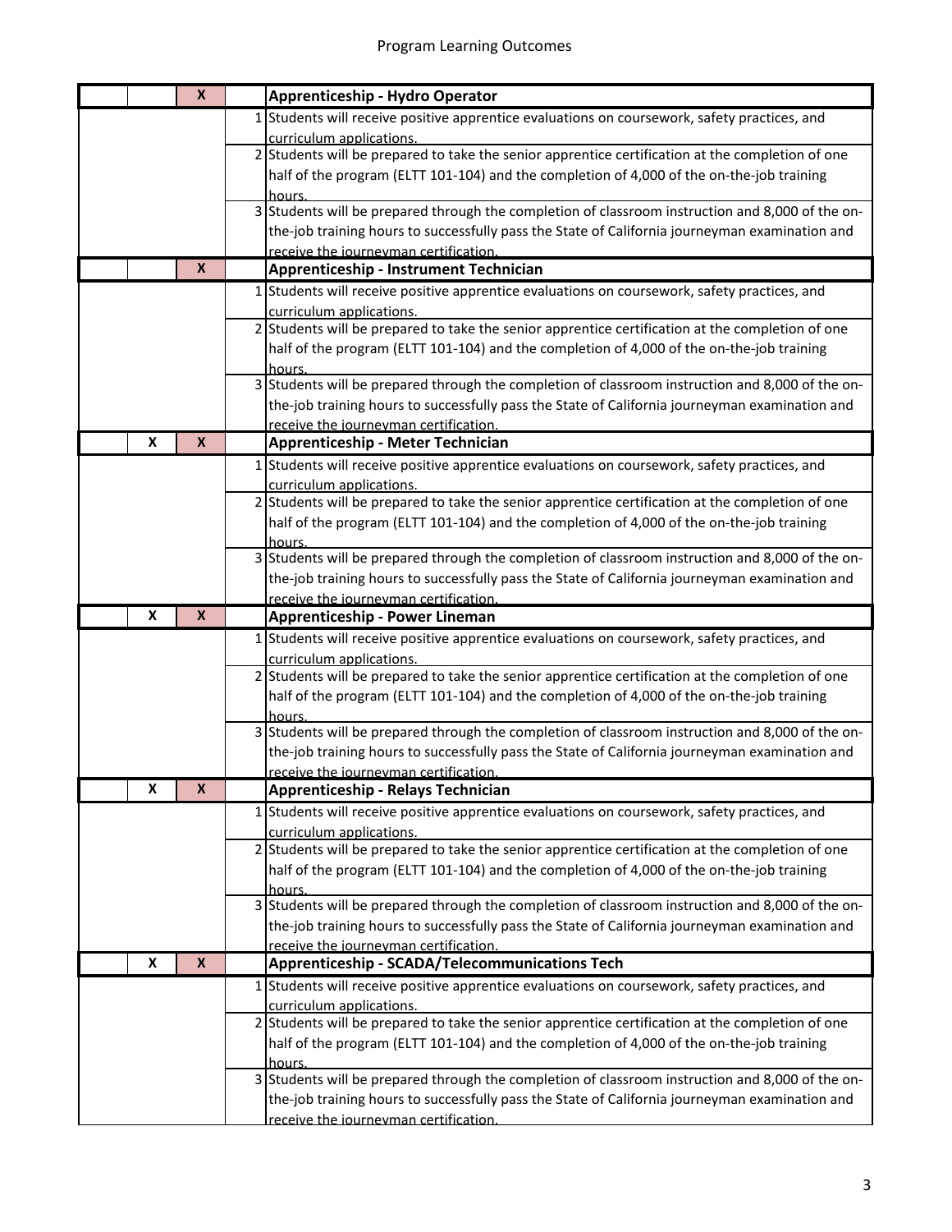| | | | | |
|---|---|---|---|---|
| | | X | | **Apprenticeship - Hydro Operator** |
| | | | 1 | Students will receive positive apprentice evaluations on coursework, safety practices, and curriculum applications. |
| | | | 2 | Students will be prepared to take the senior apprentice certification at the completion of one half of the program (ELTT 101-104) and the completion of 4,000 of the on-the-job training hours. |
| | | | 3 | Students will be prepared through the completion of classroom instruction and 8,000 of the on-the-job training hours to successfully pass the State of California journeyman examination and receive the journeyman certification. |
| | | X | | **Apprenticeship - Instrument Technician** |
| | | | 1 | Students will receive positive apprentice evaluations on coursework, safety practices, and curriculum applications. |
| | | | 2 | Students will be prepared to take the senior apprentice certification at the completion of one half of the program (ELTT 101-104) and the completion of 4,000 of the on-the-job training hours. |
| | | | 3 | Students will be prepared through the completion of classroom instruction and 8,000 of the on-the-job training hours to successfully pass the State of California journeyman examination and receive the journeyman certification. |
| | X | X | | **Apprenticeship - Meter Technician** |
| | | | 1 | Students will receive positive apprentice evaluations on coursework, safety practices, and curriculum applications. |
| | | | 2 | Students will be prepared to take the senior apprentice certification at the completion of one half of the program (ELTT 101-104) and the completion of 4,000 of the on-the-job training hours. |
| | | | 3 | Students will be prepared through the completion of classroom instruction and 8,000 of the on-the-job training hours to successfully pass the State of California journeyman examination and receive the journeyman certification. |
| | X | X | | **Apprenticeship - Power Lineman** |
| | | | 1 | Students will receive positive apprentice evaluations on coursework, safety practices, and curriculum applications. |
| | | | 2 | Students will be prepared to take the senior apprentice certification at the completion of one half of the program (ELTT 101-104) and the completion of 4,000 of the on-the-job training hours. |
| | | | 3 | Students will be prepared through the completion of classroom instruction and 8,000 of the on-the-job training hours to successfully pass the State of California journeyman examination and receive the journeyman certification. |
| | X | X | | **Apprenticeship - Relays Technician** |
| | | | 1 | Students will receive positive apprentice evaluations on coursework, safety practices, and curriculum applications. |
| | | | 2 | Students will be prepared to take the senior apprentice certification at the completion of one half of the program (ELTT 101-104) and the completion of 4,000 of the on-the-job training hours. |
| | | | 3 | Students will be prepared through the completion of classroom instruction and 8,000 of the on-the-job training hours to successfully pass the State of California journeyman examination and receive the journeyman certification. |
| | X | X | | **Apprenticeship - SCADA/Telecommunications Tech** |
| | | | 1 | Students will receive positive apprentice evaluations on coursework, safety practices, and curriculum applications. |
| | | | 2 | Students will be prepared to take the senior apprentice certification at the completion of one half of the program (ELTT 101-104) and the completion of 4,000 of the on-the-job training hours. |
| | | | 3 | Students will be prepared through the completion of classroom instruction and 8,000 of the on-the-job training hours to successfully pass the State of California journeyman examination and receive the journeyman certification. |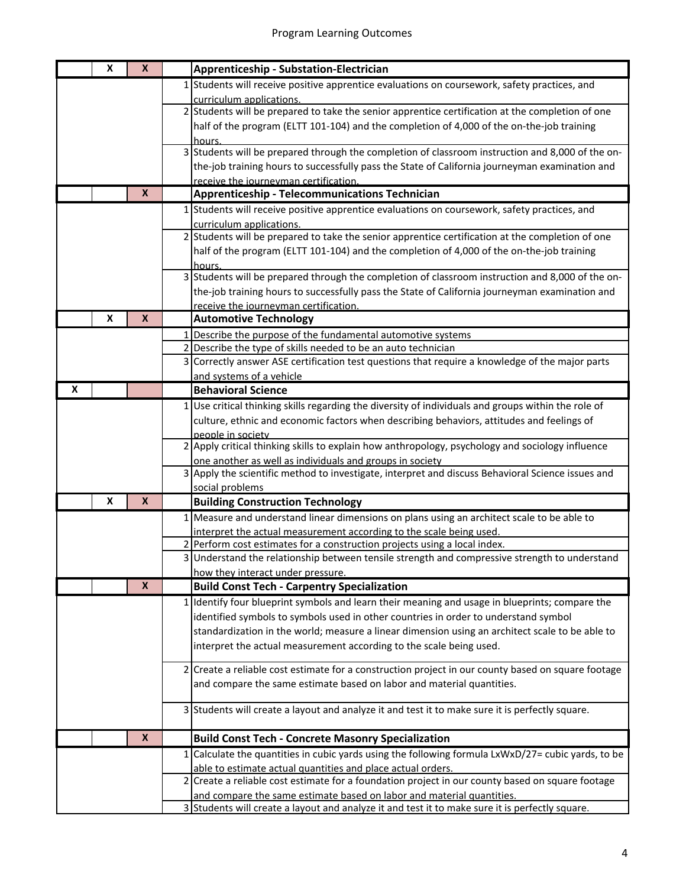## Program Learning Outcomes

| | | | | |
|---|---|---|---|---|
| | X | X | | **Apprenticeship - Substation-Electrician** |
| | | | 1 | Students will receive positive apprentice evaluations on coursework, safety practices, and curriculum applications. |
| | | | 2 | Students will be prepared to take the senior apprentice certification at the completion of one half of the program (ELTT 101-104) and the completion of 4,000 of the on-the-job training hours. |
| | | | 3 | Students will be prepared through the completion of classroom instruction and 8,000 of the on-the-job training hours to successfully pass the State of California journeyman examination and receive the journeyman certification. |
| | | X | | **Apprenticeship - Telecommunications Technician** |
| | | | 1 | Students will receive positive apprentice evaluations on coursework, safety practices, and curriculum applications. |
| | | | 2 | Students will be prepared to take the senior apprentice certification at the completion of one half of the program (ELTT 101-104) and the completion of 4,000 of the on-the-job training hours. |
| | | | 3 | Students will be prepared through the completion of classroom instruction and 8,000 of the on-the-job training hours to successfully pass the State of California journeyman examination and receive the journeyman certification. |
| | X | X | | **Automotive Technology** |
| | | | 1 | Describe the purpose of the fundamental automotive systems |
| | | | 2 | Describe the type of skills needed to be an auto technician |
| | | | 3 | Correctly answer ASE certification test questions that require a knowledge of the major parts and systems of a vehicle |
| X | | | | **Behavioral Science** |
| | | | 1 | Use critical thinking skills regarding the diversity of individuals and groups within the role of culture, ethnic and economic factors when describing behaviors, attitudes and feelings of people in society |
| | | | 2 | Apply critical thinking skills to explain how anthropology, psychology and sociology influence one another as well as individuals and groups in society |
| | | | 3 | Apply the scientific method to investigate, interpret and discuss Behavioral Science issues and social problems |
| | X | X | | **Building Construction Technology** |
| | | | 1 | Measure and understand linear dimensions on plans using an architect scale to be able to interpret the actual measurement according to the scale being used. |
| | | | 2 | Perform cost estimates for a construction projects using a local index. |
| | | | 3 | Understand the relationship between tensile strength and compressive strength to understand how they interact under pressure. |
| | | X | | **Build Const Tech - Carpentry Specialization** |
| | | | 1 | Identify four blueprint symbols and learn their meaning and usage in blueprints; compare the identified symbols to symbols used in other countries in order to understand symbol standardization in the world; measure a linear dimension using an architect scale to be able to interpret the actual measurement according to the scale being used. |
| | | | 2 | Create a reliable cost estimate for a construction project in our county based on square footage and compare the same estimate based on labor and material quantities. |
| | | | 3 | Students will create a layout and analyze it and test it to make sure it is perfectly square. |
| | | X | | **Build Const Tech - Concrete Masonry Specialization** |
| | | | 1 | Calculate the quantities in cubic yards using the following formula LxWxD/27= cubic yards, to be able to estimate actual quantities and place actual orders. |
| | | | 2 | Create a reliable cost estimate for a foundation project in our county based on square footage and compare the same estimate based on labor and material quantities. |
| | | | 3 | Students will create a layout and analyze it and test it to make sure it is perfectly square. |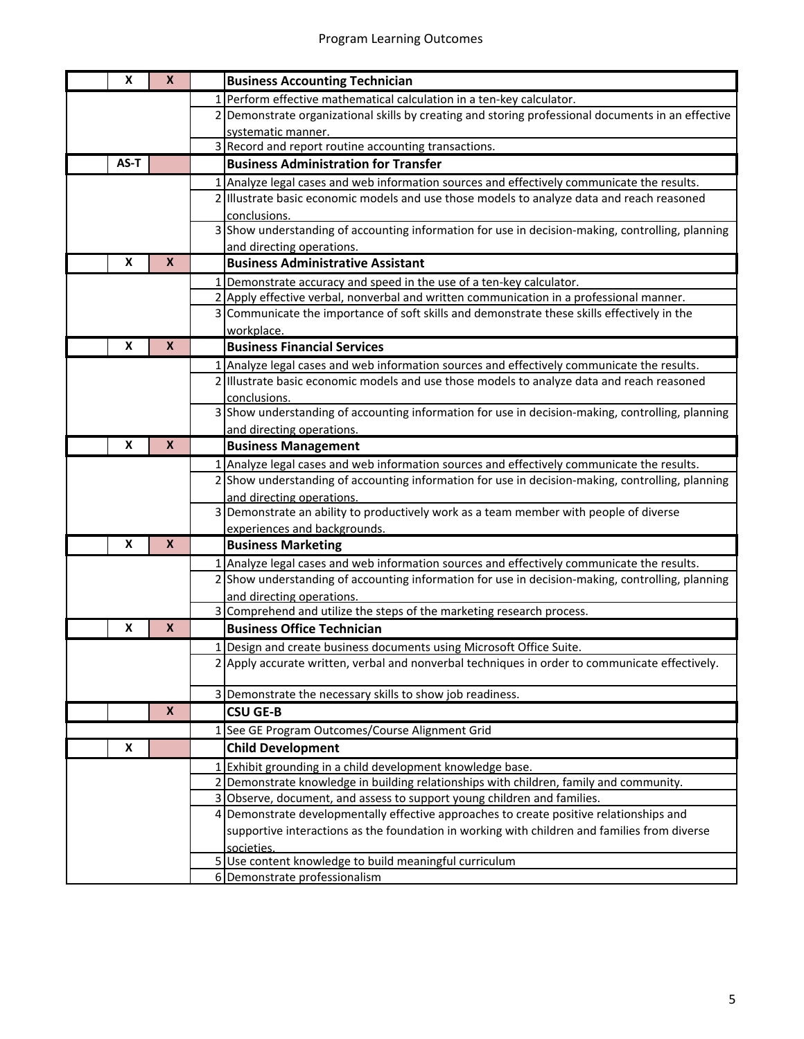Program Learning Outcomes

| | | | | |
|---|---|---|---|---|
| | X | X | | **Business Accounting Technician** |
| | | | 1 | Perform effective mathematical calculation in a ten-key calculator. |
| | | | 2 | Demonstrate organizational skills by creating and storing professional documents in an effective systematic manner. |
| | | | 3 | Record and report routine accounting transactions. |
| | AS-T | | | **Business Administration for Transfer** |
| | | | 1 | Analyze legal cases and web information sources and effectively communicate the results. |
| | | | 2 | Illustrate basic economic models and use those models to analyze data and reach reasoned conclusions. |
| | | | 3 | Show understanding of accounting information for use in decision-making, controlling, planning and directing operations. |
| | X | X | | **Business Administrative Assistant** |
| | | | 1 | Demonstrate accuracy and speed in the use of a ten-key calculator. |
| | | | 2 | Apply effective verbal, nonverbal and written communication in a professional manner. |
| | | | 3 | Communicate the importance of soft skills and demonstrate these skills effectively in the workplace. |
| | X | X | | **Business Financial Services** |
| | | | 1 | Analyze legal cases and web information sources and effectively communicate the results. |
| | | | 2 | Illustrate basic economic models and use those models to analyze data and reach reasoned conclusions. |
| | | | 3 | Show understanding of accounting information for use in decision-making, controlling, planning and directing operations. |
| | X | X | | **Business Management** |
| | | | 1 | Analyze legal cases and web information sources and effectively communicate the results. |
| | | | 2 | Show understanding of accounting information for use in decision-making, controlling, planning and directing operations. |
| | | | 3 | Demonstrate an ability to productively work as a team member with people of diverse experiences and backgrounds. |
| | X | X | | **Business Marketing** |
| | | | 1 | Analyze legal cases and web information sources and effectively communicate the results. |
| | | | 2 | Show understanding of accounting information for use in decision-making, controlling, planning and directing operations. |
| | | | 3 | Comprehend and utilize the steps of the marketing research process. |
| | X | X | | **Business Office Technician** |
| | | | 1 | Design and create business documents using Microsoft Office Suite. |
| | | | 2 | Apply accurate written, verbal and nonverbal techniques in order to communicate effectively. |
| | | | 3 | Demonstrate the necessary skills to show job readiness. |
| | | X | | **CSU GE-B** |
| | | | 1 | See GE Program Outcomes/Course Alignment Grid |
| | X | | | **Child Development** |
| | | | 1 | Exhibit grounding in a child development knowledge base. |
| | | | 2 | Demonstrate knowledge in building relationships with children, family and community. |
| | | | 3 | Observe, document, and assess to support young children and families. |
| | | | 4 | Demonstrate developmentally effective approaches to create positive relationships and supportive interactions as the foundation in working with children and families from diverse societies. |
| | | | 5 | Use content knowledge to build meaningful curriculum |
| | | | 6 | Demonstrate professionalism |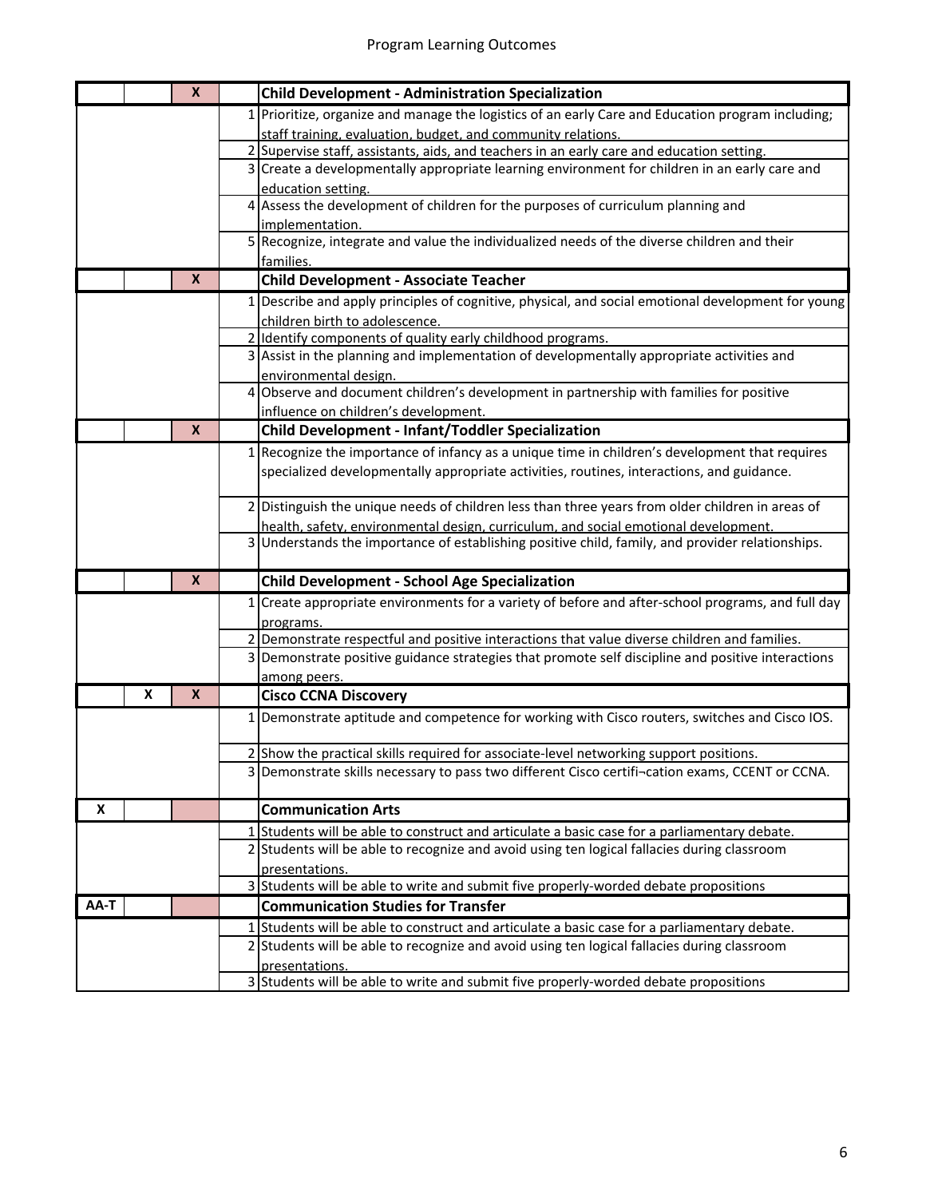Program Learning Outcomes

| | | | | |
|---|---|---|---|---|
| | | X | | **Child Development - Administration Specialization** |
| | | | 1 | Prioritize, organize and manage the logistics of an early Care and Education program including; staff training, evaluation, budget, and community relations. |
| | | | 2 | Supervise staff, assistants, aids, and teachers in an early care and education setting. |
| | | | 3 | Create a developmentally appropriate learning environment for children in an early care and education setting. |
| | | | 4 | Assess the development of children for the purposes of curriculum planning and implementation. |
| | | | 5 | Recognize, integrate and value the individualized needs of the diverse children and their families. |
| | | X | | **Child Development - Associate Teacher** |
| | | | 1 | Describe and apply principles of cognitive, physical, and social emotional development for young children birth to adolescence. |
| | | | 2 | Identify components of quality early childhood programs. |
| | | | 3 | Assist in the planning and implementation of developmentally appropriate activities and environmental design. |
| | | | 4 | Observe and document children's development in partnership with families for positive influence on children's development. |
| | | X | | **Child Development - Infant/Toddler Specialization** |
| | | | 1 | Recognize the importance of infancy as a unique time in children's development that requires specialized developmentally appropriate activities, routines, interactions, and guidance. |
| | | | 2 | Distinguish the unique needs of children less than three years from older children in areas of health, safety, environmental design, curriculum, and social emotional development. |
| | | | 3 | Understands the importance of establishing positive child, family, and provider relationships. |
| | | X | | **Child Development - School Age Specialization** |
| | | | 1 | Create appropriate environments for a variety of before and after-school programs, and full day programs. |
| | | | 2 | Demonstrate respectful and positive interactions that value diverse children and families. |
| | | | 3 | Demonstrate positive guidance strategies that promote self discipline and positive interactions among peers. |
| | X | X | | **Cisco CCNA Discovery** |
| | | | 1 | Demonstrate aptitude and competence for working with Cisco routers, switches and Cisco IOS. |
| | | | 2 | Show the practical skills required for associate-level networking support positions. |
| | | | 3 | Demonstrate skills necessary to pass two different Cisco certifi¬cation exams, CCENT or CCNA. |
| X | | | | **Communication Arts** |
| | | | 1 | Students will be able to construct and articulate a basic case for a parliamentary debate. |
| | | | 2 | Students will be able to recognize and avoid using ten logical fallacies during classroom presentations. |
| | | | 3 | Students will be able to write and submit five properly-worded debate propositions |
| AA-T | | | | **Communication Studies for Transfer** |
| | | | 1 | Students will be able to construct and articulate a basic case for a parliamentary debate. |
| | | | 2 | Students will be able to recognize and avoid using ten logical fallacies during classroom presentations. |
| | | | 3 | Students will be able to write and submit five properly-worded debate propositions |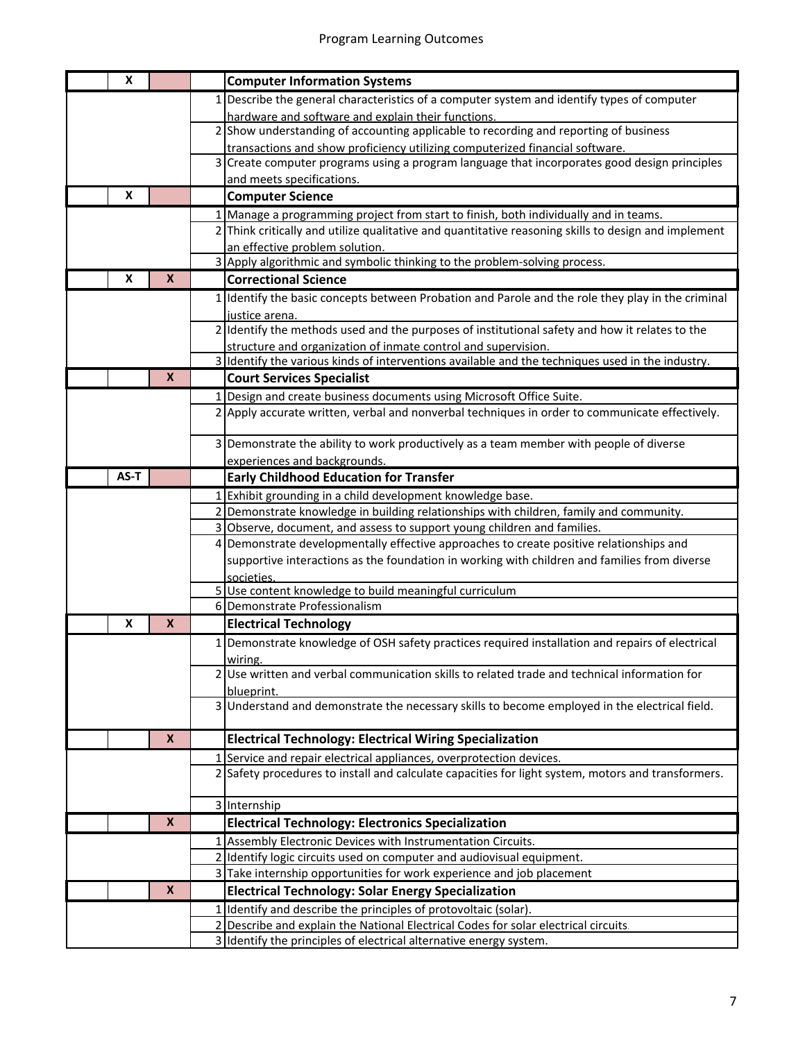Program Learning Outcomes

| | | | | |
|---|---|---|---|---|
| | X | | | **Computer Information Systems** |
| | | | 1 | Describe the general characteristics of a computer system and identify types of computer hardware and software and explain their functions. |
| | | | 2 | Show understanding of accounting applicable to recording and reporting of business transactions and show proficiency utilizing computerized financial software. |
| | | | 3 | Create computer programs using a program language that incorporates good design principles and meets specifications. |
| | X | | | **Computer Science** |
| | | | 1 | Manage a programming project from start to finish, both individually and in teams. |
| | | | 2 | Think critically and utilize qualitative and quantitative reasoning skills to design and implement an effective problem solution. |
| | | | 3 | Apply algorithmic and symbolic thinking to the problem-solving process. |
| | X | X | | **Correctional Science** |
| | | | 1 | Identify the basic concepts between Probation and Parole and the role they play in the criminal justice arena. |
| | | | 2 | Identify the methods used and the purposes of institutional safety and how it relates to the structure and organization of inmate control and supervision. |
| | | | 3 | Identify the various kinds of interventions available and the techniques used in the industry. |
| | | X | | **Court Services Specialist** |
| | | | 1 | Design and create business documents using Microsoft Office Suite. |
| | | | 2 | Apply accurate written, verbal and nonverbal techniques in order to communicate effectively. |
| | | | 3 | Demonstrate the ability to work productively as a team member with people of diverse experiences and backgrounds. |
| | AS-T | | | **Early Childhood Education for Transfer** |
| | | | 1 | Exhibit grounding in a child development knowledge base. |
| | | | 2 | Demonstrate knowledge in building relationships with children, family and community. |
| | | | 3 | Observe, document, and assess to support young children and families. |
| | | | 4 | Demonstrate developmentally effective approaches to create positive relationships and supportive interactions as the foundation in working with children and families from diverse societies. |
| | | | 5 | Use content knowledge to build meaningful curriculum |
| | | | 6 | Demonstrate Professionalism |
| | X | X | | **Electrical Technology** |
| | | | 1 | Demonstrate knowledge of OSH safety practices required installation and repairs of electrical wiring. |
| | | | 2 | Use written and verbal communication skills to related trade and technical information for blueprint. |
| | | | 3 | Understand and demonstrate the necessary skills to become employed in the electrical field. |
| | | X | | **Electrical Technology: Electrical Wiring Specialization** |
| | | | 1 | Service and repair electrical appliances, overprotection devices. |
| | | | 2 | Safety procedures to install and calculate capacities for light system, motors and transformers. |
| | | | 3 | Internship |
| | | X | | **Electrical Technology: Electronics Specialization** |
| | | | 1 | Assembly Electronic Devices with Instrumentation Circuits. |
| | | | 2 | Identify logic circuits used on computer and audiovisual equipment. |
| | | | 3 | Take internship opportunities for work experience and job placement |
| | | X | | **Electrical Technology: Solar Energy Specialization** |
| | | | 1 | Identify and describe the principles of protovoltaic (solar). |
| | | | 2 | Describe and explain the National Electrical Codes for solar electrical circuits. |
| | | | 3 | Identify the principles of electrical alternative energy system. |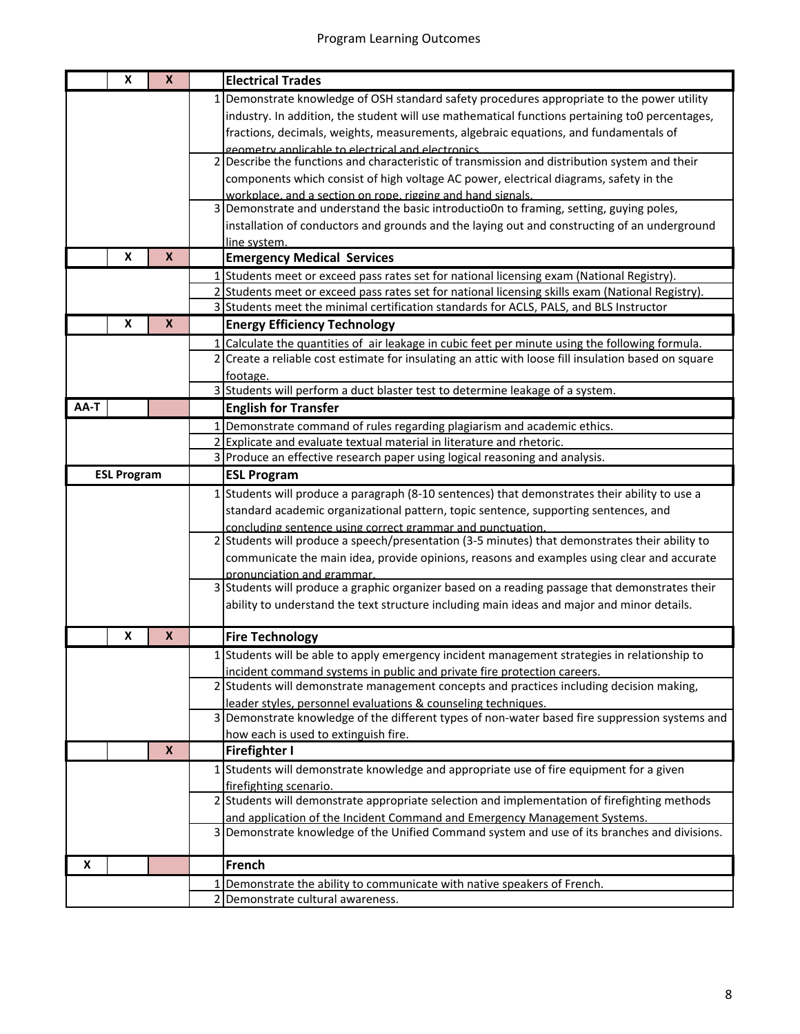Program Learning Outcomes

| | | | | |
|---|---|---|---|---|
| | X | X | | **Electrical Trades** |
| | | | 1 | Demonstrate knowledge of OSH standard safety procedures appropriate to the power utility industry. In addition, the student will use mathematical functions pertaining to0 percentages, fractions, decimals, weights, measurements, algebraic equations, and fundamentals of geometry applicable to electrical and electronics. |
| | | | 2 | Describe the functions and characteristic of transmission and distribution system and their components which consist of high voltage AC power, electrical diagrams, safety in the workplace, and a section on rope, rigging and hand signals. |
| | | | 3 | Demonstrate and understand the basic introductio0n to framing, setting, guying poles, installation of conductors and grounds and the laying out and constructing of an underground line system. |
| | X | X | | **Emergency Medical Services** |
| | | | 1 | Students meet or exceed pass rates set for national licensing exam (National Registry). |
| | | | 2 | Students meet or exceed pass rates set for national licensing skills exam (National Registry). |
| | | | 3 | Students meet the minimal certification standards for ACLS, PALS, and BLS Instructor |
| | X | X | | **Energy Efficiency Technology** |
| | | | 1 | Calculate the quantities of air leakage in cubic feet per minute using the following formula. |
| | | | 2 | Create a reliable cost estimate for insulating an attic with loose fill insulation based on square footage. |
| | | | 3 | Students will perform a duct blaster test to determine leakage of a system. |
| AA-T | | | | **English for Transfer** |
| | | | 1 | Demonstrate command of rules regarding plagiarism and academic ethics. |
| | | | 2 | Explicate and evaluate textual material in literature and rhetoric. |
| | | | 3 | Produce an effective research paper using logical reasoning and analysis. |
| ESL Program | | | | **ESL Program** |
| | | | 1 | Students will produce a paragraph (8-10 sentences) that demonstrates their ability to use a standard academic organizational pattern, topic sentence, supporting sentences, and concluding sentence using correct grammar and punctuation. |
| | | | 2 | Students will produce a speech/presentation (3-5 minutes) that demonstrates their ability to communicate the main idea, provide opinions, reasons and examples using clear and accurate pronunciation and grammar. |
| | | | 3 | Students will produce a graphic organizer based on a reading passage that demonstrates their ability to understand the text structure including main ideas and major and minor details. |
| | X | X | | **Fire Technology** |
| | | | 1 | Students will be able to apply emergency incident management strategies in relationship to incident command systems in public and private fire protection careers. |
| | | | 2 | Students will demonstrate management concepts and practices including decision making, leader styles, personnel evaluations & counseling techniques. |
| | | | 3 | Demonstrate knowledge of the different types of non-water based fire suppression systems and how each is used to extinguish fire. |
| | | X | | **Firefighter I** |
| | | | 1 | Students will demonstrate knowledge and appropriate use of fire equipment for a given firefighting scenario. |
| | | | 2 | Students will demonstrate appropriate selection and implementation of firefighting methods and application of the Incident Command and Emergency Management Systems. |
| | | | 3 | Demonstrate knowledge of the Unified Command system and use of its branches and divisions. |
| X | | | | **French** |
| | | | 1 | Demonstrate the ability to communicate with native speakers of French. |
| | | | 2 | Demonstrate cultural awareness. |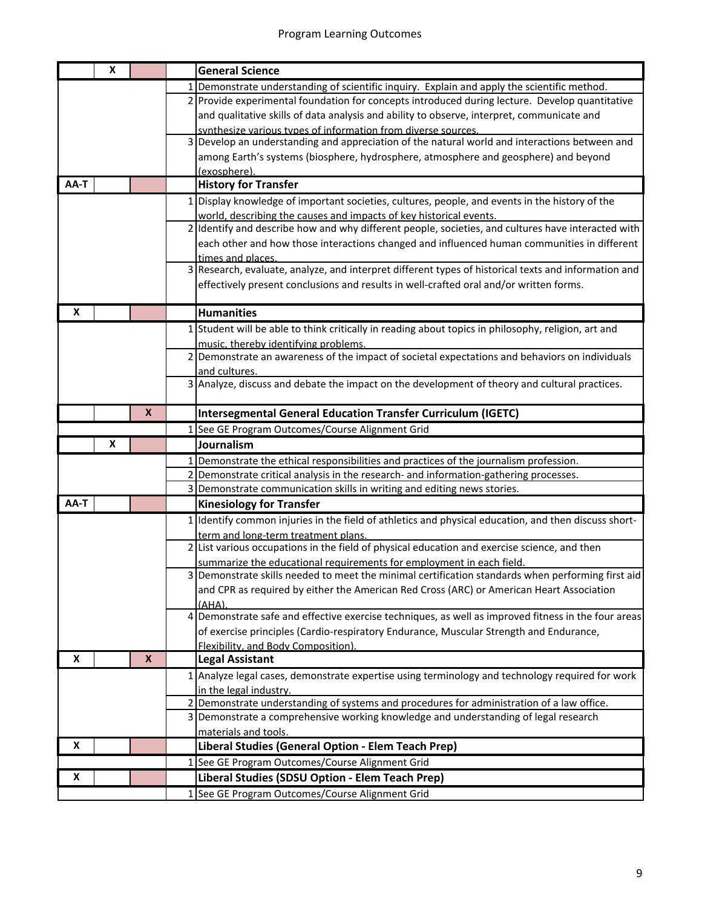## Program Learning Outcomes

| | | | | |
|---|---|---|---|---|
| | X | | | **General Science** |
| | | | 1 | Demonstrate understanding of scientific inquiry. Explain and apply the scientific method. |
| | | | 2 | Provide experimental foundation for concepts introduced during lecture. Develop quantitative and qualitative skills of data analysis and ability to observe, interpret, communicate and synthesize various types of information from diverse sources. |
| | | | 3 | Develop an understanding and appreciation of the natural world and interactions between and among Earth's systems (biosphere, hydrosphere, atmosphere and geosphere) and beyond (exosphere). |
| AA-T | | | | **History for Transfer** |
| | | | 1 | Display knowledge of important societies, cultures, people, and events in the history of the world, describing the causes and impacts of key historical events. |
| | | | 2 | Identify and describe how and why different people, societies, and cultures have interacted with each other and how those interactions changed and influenced human communities in different times and places. |
| | | | 3 | Research, evaluate, analyze, and interpret different types of historical texts and information and effectively present conclusions and results in well-crafted oral and/or written forms. |
| X | | | | **Humanities** |
| | | | 1 | Student will be able to think critically in reading about topics in philosophy, religion, art and music, thereby identifying problems. |
| | | | 2 | Demonstrate an awareness of the impact of societal expectations and behaviors on individuals and cultures. |
| | | | 3 | Analyze, discuss and debate the impact on the development of theory and cultural practices. |
| | | X | | **Intersegmental General Education Transfer Curriculum (IGETC)** |
| | | | 1 | See GE Program Outcomes/Course Alignment Grid |
| | X | | | **Journalism** |
| | | | 1 | Demonstrate the ethical responsibilities and practices of the journalism profession. |
| | | | 2 | Demonstrate critical analysis in the research- and information-gathering processes. |
| | | | 3 | Demonstrate communication skills in writing and editing news stories. |
| AA-T | | | | **Kinesiology for Transfer** |
| | | | 1 | Identify common injuries in the field of athletics and physical education, and then discuss short-term and long-term treatment plans. |
| | | | 2 | List various occupations in the field of physical education and exercise science, and then summarize the educational requirements for employment in each field. |
| | | | 3 | Demonstrate skills needed to meet the minimal certification standards when performing first aid and CPR as required by either the American Red Cross (ARC) or American Heart Association (AHA). |
| | | | 4 | Demonstrate safe and effective exercise techniques, as well as improved fitness in the four areas of exercise principles (Cardio-respiratory Endurance, Muscular Strength and Endurance, Flexibility, and Body Composition). |
| X | | X | | **Legal Assistant** |
| | | | 1 | Analyze legal cases, demonstrate expertise using terminology and technology required for work in the legal industry. |
| | | | 2 | Demonstrate understanding of systems and procedures for administration of a law office. |
| | | | 3 | Demonstrate a comprehensive working knowledge and understanding of legal research materials and tools. |
| X | | | | **Liberal Studies (General Option - Elem Teach Prep)** |
| | | | 1 | See GE Program Outcomes/Course Alignment Grid |
| X | | | | **Liberal Studies (SDSU Option - Elem Teach Prep)** |
| | | | 1 | See GE Program Outcomes/Course Alignment Grid |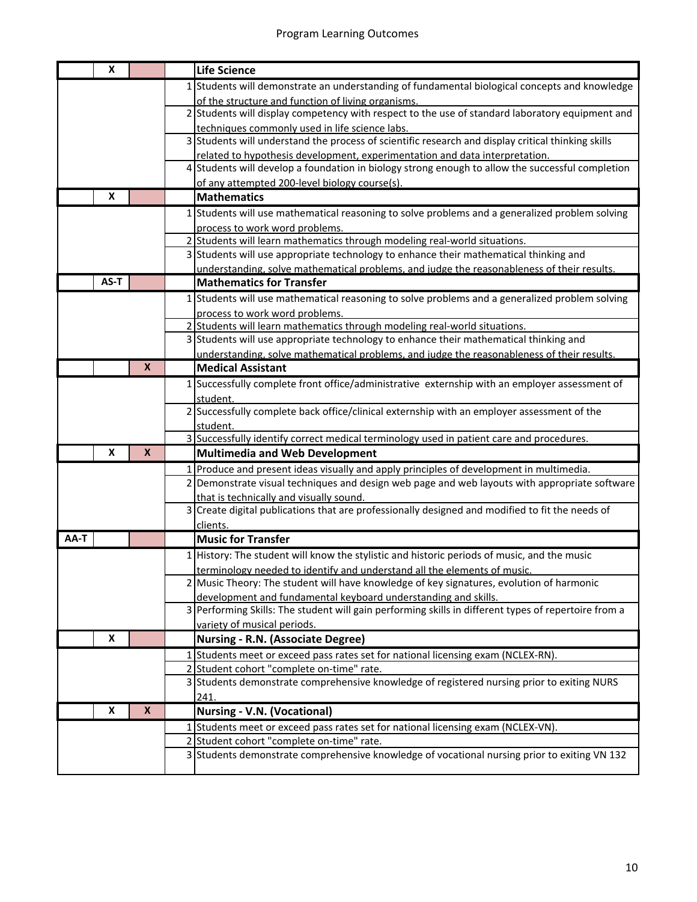Program Learning Outcomes

| | | | | |
|---|---|---|---|---|
| | X | | | **Life Science** |
| | | | 1 | Students will demonstrate an understanding of fundamental biological concepts and knowledge of the structure and function of living organisms. |
| | | | 2 | Students will display competency with respect to the use of standard laboratory equipment and techniques commonly used in life science labs. |
| | | | 3 | Students will understand the process of scientific research and display critical thinking skills related to hypothesis development, experimentation and data interpretation. |
| | | | 4 | Students will develop a foundation in biology strong enough to allow the successful completion of any attempted 200-level biology course(s). |
| | X | | | **Mathematics** |
| | | | 1 | Students will use mathematical reasoning to solve problems and a generalized problem solving process to work word problems. |
| | | | 2 | Students will learn mathematics through modeling real-world situations. |
| | | | 3 | Students will use appropriate technology to enhance their mathematical thinking and understanding, solve mathematical problems, and judge the reasonableness of their results. |
| | AS-T | | | **Mathematics for Transfer** |
| | | | 1 | Students will use mathematical reasoning to solve problems and a generalized problem solving process to work word problems. |
| | | | 2 | Students will learn mathematics through modeling real-world situations. |
| | | | 3 | Students will use appropriate technology to enhance their mathematical thinking and understanding, solve mathematical problems, and judge the reasonableness of their results. |
| | | X | | **Medical Assistant** |
| | | | 1 | Successfully complete front office/administrative externship with an employer assessment of student. |
| | | | 2 | Successfully complete back office/clinical externship with an employer assessment of the student. |
| | | | 3 | Successfully identify correct medical terminology used in patient care and procedures. |
| | X | X | | **Multimedia and Web Development** |
| | | | 1 | Produce and present ideas visually and apply principles of development in multimedia. |
| | | | 2 | Demonstrate visual techniques and design web page and web layouts with appropriate software that is technically and visually sound. |
| | | | 3 | Create digital publications that are professionally designed and modified to fit the needs of clients. |
| AA-T | | | | **Music for Transfer** |
| | | | 1 | History: The student will know the stylistic and historic periods of music, and the music terminology needed to identify and understand all the elements of music. |
| | | | 2 | Music Theory: The student will have knowledge of key signatures, evolution of harmonic development and fundamental keyboard understanding and skills. |
| | | | 3 | Performing Skills: The student will gain performing skills in different types of repertoire from a variety of musical periods. |
| | X | | | **Nursing - R.N. (Associate Degree)** |
| | | | 1 | Students meet or exceed pass rates set for national licensing exam (NCLEX-RN). |
| | | | 2 | Student cohort "complete on-time" rate. |
| | | | 3 | Students demonstrate comprehensive knowledge of registered nursing prior to exiting NURS 241. |
| | X | X | | **Nursing - V.N. (Vocational)** |
| | | | 1 | Students meet or exceed pass rates set for national licensing exam (NCLEX-VN). |
| | | | 2 | Student cohort "complete on-time" rate. |
| | | | 3 | Students demonstrate comprehensive knowledge of vocational nursing prior to exiting VN 132 |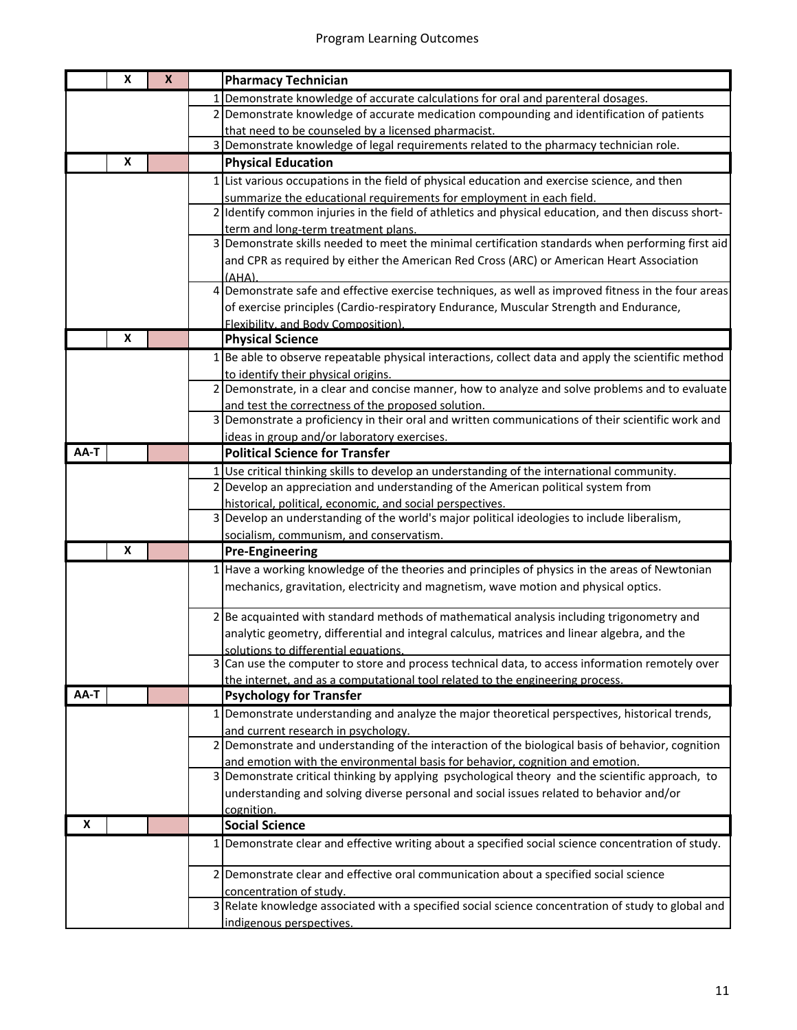# Program Learning Outcomes

| | | | | |
|---|---|---|---|---|
| | X | X | | **Pharmacy Technician** |
| | | | 1 | Demonstrate knowledge of accurate calculations for oral and parenteral dosages. |
| | | | 2 | Demonstrate knowledge of accurate medication compounding and identification of patients that need to be counseled by a licensed pharmacist. |
| | | | 3 | Demonstrate knowledge of legal requirements related to the pharmacy technician role. |
| | X | | | **Physical Education** |
| | | | 1 | List various occupations in the field of physical education and exercise science, and then summarize the educational requirements for employment in each field. |
| | | | 2 | Identify common injuries in the field of athletics and physical education, and then discuss short-term and long-term treatment plans. |
| | | | 3 | Demonstrate skills needed to meet the minimal certification standards when performing first aid and CPR as required by either the American Red Cross (ARC) or American Heart Association (AHA). |
| | | | 4 | Demonstrate safe and effective exercise techniques, as well as improved fitness in the four areas of exercise principles (Cardio-respiratory Endurance, Muscular Strength and Endurance, Flexibility, and Body Composition). |
| | X | | | **Physical Science** |
| | | | 1 | Be able to observe repeatable physical interactions, collect data and apply the scientific method to identify their physical origins. |
| | | | 2 | Demonstrate, in a clear and concise manner, how to analyze and solve problems and to evaluate and test the correctness of the proposed solution. |
| | | | 3 | Demonstrate a proficiency in their oral and written communications of their scientific work and ideas in group and/or laboratory exercises. |
| AA-T | | | | **Political Science for Transfer** |
| | | | 1 | Use critical thinking skills to develop an understanding of the international community. |
| | | | 2 | Develop an appreciation and understanding of the American political system from historical, political, economic, and social perspectives. |
| | | | 3 | Develop an understanding of the world's major political ideologies to include liberalism, socialism, communism, and conservatism. |
| | X | | | **Pre-Engineering** |
| | | | 1 | Have a working knowledge of the theories and principles of physics in the areas of Newtonian mechanics, gravitation, electricity and magnetism, wave motion and physical optics. |
| | | | 2 | Be acquainted with standard methods of mathematical analysis including trigonometry and analytic geometry, differential and integral calculus, matrices and linear algebra, and the solutions to differential equations. |
| | | | 3 | Can use the computer to store and process technical data, to access information remotely over the internet, and as a computational tool related to the engineering process. |
| AA-T | | | | **Psychology for Transfer** |
| | | | 1 | Demonstrate understanding and analyze the major theoretical perspectives, historical trends, and current research in psychology. |
| | | | 2 | Demonstrate and understanding of the interaction of the biological basis of behavior, cognition and emotion with the environmental basis for behavior, cognition and emotion. |
| | | | 3 | Demonstrate critical thinking by applying psychological theory and the scientific approach, to understanding and solving diverse personal and social issues related to behavior and/or cognition. |
| X | | | | **Social Science** |
| | | | 1 | Demonstrate clear and effective writing about a specified social science concentration of study. |
| | | | 2 | Demonstrate clear and effective oral communication about a specified social science concentration of study. |
| | | | 3 | Relate knowledge associated with a specified social science concentration of study to global and indigenous perspectives. |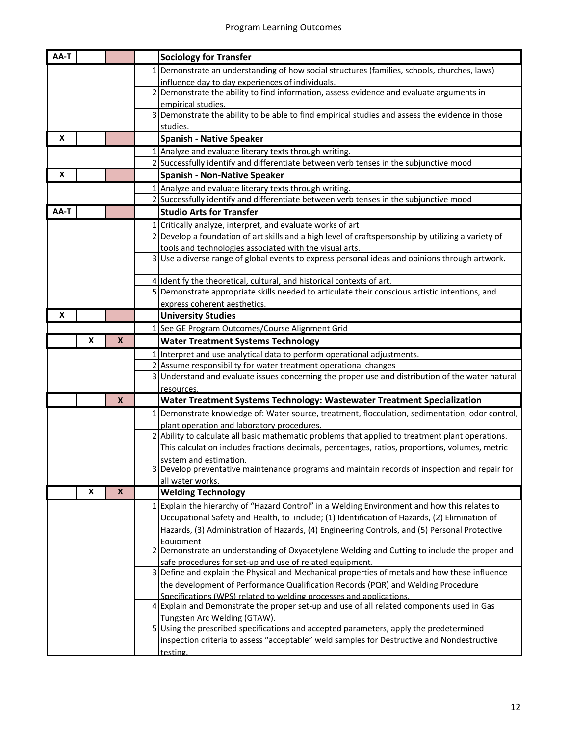| | | | | |
|---|---|---|---|---|
| AA-T | | | | **Sociology for Transfer** |
| | | | 1 | Demonstrate an understanding of how social structures (families, schools, churches, laws) influence day to day experiences of individuals. |
| | | | 2 | Demonstrate the ability to find information, assess evidence and evaluate arguments in empirical studies. |
| | | | 3 | Demonstrate the ability to be able to find empirical studies and assess the evidence in those studies. |
| X | | | | **Spanish - Native Speaker** |
| | | | 1 | Analyze and evaluate literary texts through writing. |
| | | | 2 | Successfully identify and differentiate between verb tenses in the subjunctive mood |
| X | | | | **Spanish - Non-Native Speaker** |
| | | | 1 | Analyze and evaluate literary texts through writing. |
| | | | 2 | Successfully identify and differentiate between verb tenses in the subjunctive mood |
| AA-T | | | | **Studio Arts for Transfer** |
| | | | 1 | Critically analyze, interpret, and evaluate works of art |
| | | | 2 | Develop a foundation of art skills and a high level of craftspersonship by utilizing a variety of tools and technologies associated with the visual arts. |
| | | | 3 | Use a diverse range of global events to express personal ideas and opinions through artwork. |
| | | | 4 | Identify the theoretical, cultural, and historical contexts of art. |
| | | | 5 | Demonstrate appropriate skills needed to articulate their conscious artistic intentions, and express coherent aesthetics. |
| X | | | | **University Studies** |
| | | | 1 | See GE Program Outcomes/Course Alignment Grid |
| | X | X | | **Water Treatment Systems Technology** |
| | | | 1 | Interpret and use analytical data to perform operational adjustments. |
| | | | 2 | Assume responsibility for water treatment operational changes |
| | | | 3 | Understand and evaluate issues concerning the proper use and distribution of the water natural resources. |
| | | X | | **Water Treatment Systems Technology: Wastewater Treatment Specialization** |
| | | | 1 | Demonstrate knowledge of: Water source, treatment, flocculation, sedimentation, odor control, plant operation and laboratory procedures. |
| | | | 2 | Ability to calculate all basic mathematic problems that applied to treatment plant operations. This calculation includes fractions decimals, percentages, ratios, proportions, volumes, metric system and estimation. |
| | | | 3 | Develop preventative maintenance programs and maintain records of inspection and repair for all water works. |
| | X | X | | **Welding Technology** |
| | | | 1 | Explain the hierarchy of "Hazard Control" in a Welding Environment and how this relates to Occupational Safety and Health, to include; (1) Identification of Hazards, (2) Elimination of Hazards, (3) Administration of Hazards, (4) Engineering Controls, and (5) Personal Protective Equipment |
| | | | 2 | Demonstrate an understanding of Oxyacetylene Welding and Cutting to include the proper and safe procedures for set-up and use of related equipment. |
| | | | 3 | Define and explain the Physical and Mechanical properties of metals and how these influence the development of Performance Qualification Records (PQR) and Welding Procedure Specifications (WPS) related to welding processes and applications. |
| | | | 4 | Explain and Demonstrate the proper set-up and use of all related components used in Gas Tungsten Arc Welding (GTAW). |
| | | | 5 | Using the prescribed specifications and accepted parameters, apply the predetermined inspection criteria to assess "acceptable" weld samples for Destructive and Nondestructive testing. |